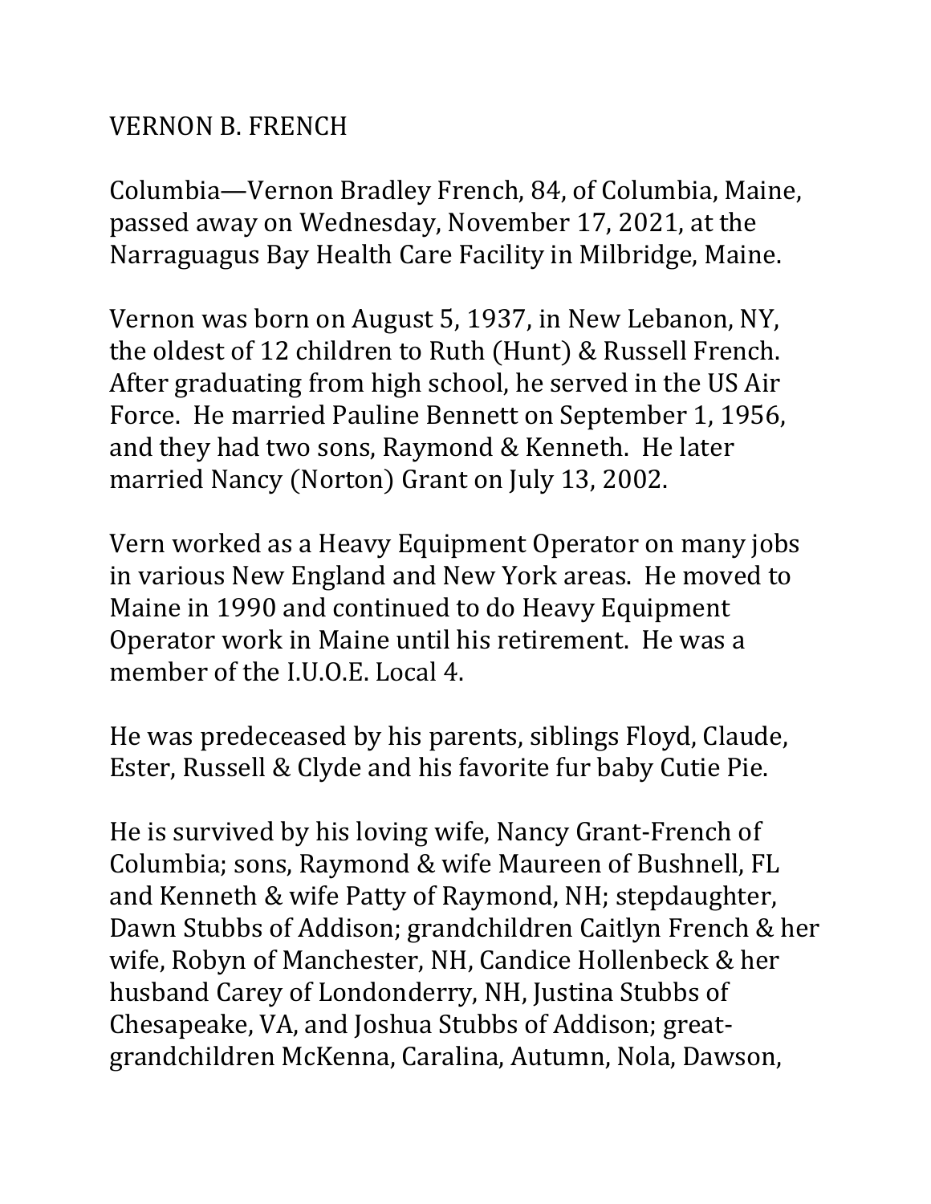# VERNON B. FRENCH

Columbia—Vernon Bradley French, 84, of Columbia, Maine, passed away on Wednesday, November 17, 2021, at the Narraguagus Bay Health Care Facility in Milbridge, Maine.

Vernon was born on August 5, 1937, in New Lebanon, NY, the oldest of 12 children to Ruth (Hunt) & Russell French. After graduating from high school, he served in the US Air Force. He married Pauline Bennett on September 1, 1956, and they had two sons, Raymond & Kenneth. He later married Nancy (Norton) Grant on July 13, 2002.

Vern worked as a Heavy Equipment Operator on many jobs in various New England and New York areas. He moved to Maine in 1990 and continued to do Heavy Equipment Operator work in Maine until his retirement. He was a member of the I.U.O.E. Local 4.

He was predeceased by his parents, siblings Floyd, Claude, Ester, Russell & Clyde and his favorite fur baby Cutie Pie.

He is survived by his loving wife, Nancy Grant-French of Columbia; sons, Raymond & wife Maureen of Bushnell, FL and Kenneth & wife Patty of Raymond, NH; stepdaughter, Dawn Stubbs of Addison; grandchildren Caitlyn French & her wife, Robyn of Manchester, NH, Candice Hollenbeck & her husband Carey of Londonderry, NH, Justina Stubbs of Chesapeake, VA, and Joshua Stubbs of Addison; great-grandchildren McKenna, Caralina, Autumn, Nola, Dawson,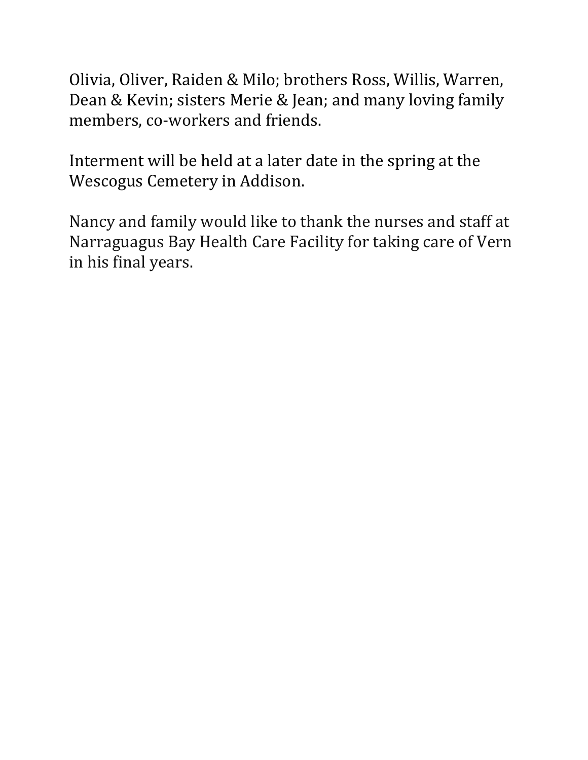Olivia, Oliver, Raiden & Milo; brothers Ross, Willis, Warren, Dean & Kevin; sisters Merie & Jean; and many loving family members, co-workers and friends.

Interment will be held at a later date in the spring at the Wescogus Cemetery in Addison.

Nancy and family would like to thank the nurses and staff at Narraguagus Bay Health Care Facility for taking care of Vern in his final years.